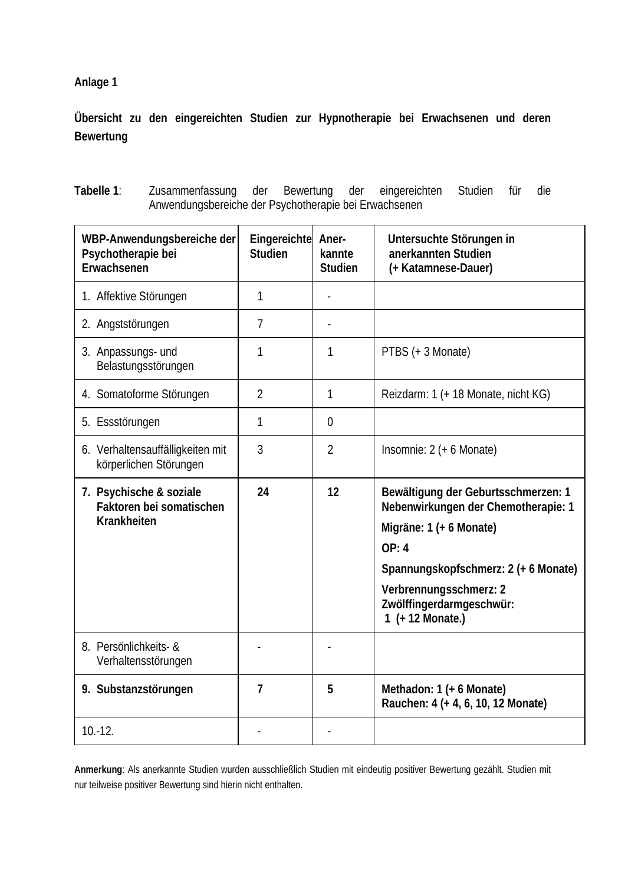**Anlage 1**

**Übersicht zu den eingereichten Studien zur Hypnotherapie bei Erwachsenen und deren Bewertung**

**Tabelle 1**: Zusammenfassung der Bewertung der eingereichten Studien für die Anwendungsbereiche der Psychotherapie bei Erwachsenen

| WBP-Anwendungsbereiche der Psychotherapie bei Erwachsenen | Eingereichte Studien | Anerkannte Studien | Untersuchte Störungen in anerkannten Studien (+ Katamnese-Dauer) |
|---|---|---|---|
| 1. Affektive Störungen | 1 | - | |
| 2. Angststörungen | 7 | - | |
| 3. Anpassungs- und Belastungsstörungen | 1 | 1 | PTBS (+ 3 Monate) |
| 4. Somatoforme Störungen | 2 | 1 | Reizdarm: 1 (+ 18 Monate, nicht KG) |
| 5. Essstörungen | 1 | 0 | |
| 6. Verhaltensauffälligkeiten mit körperlichen Störungen | 3 | 2 | Insomnie: 2 (+ 6 Monate) |
| **7. Psychische & soziale Faktoren bei somatischen Krankheiten** | **24** | **12** | **Bewältigung der Geburtsschmerzen: 1**<br>**Nebenwirkungen der Chemotherapie: 1**<br>**Migräne: 1 (+ 6 Monate)**<br>**OP: 4**<br>**Spannungskopfschmerz: 2 (+ 6 Monate)**<br>**Verbrennungsschmerz: 2**<br>**Zwölffingerdarmgeschwür: 1 (+ 12 Monate.)** |
| 8. Persönlichkeits- & Verhaltensstörungen | - | - | |
| **9. Substanzstörungen** | **7** | **5** | **Methadon: 1 (+ 6 Monate)**<br>**Rauchen: 4 (+ 4, 6, 10, 12 Monate)** |
| 10.-12. | - | - | |

**Anmerkung**: Als anerkannte Studien wurden ausschließlich Studien mit eindeutig positiver Bewertung gezählt. Studien mit nur teilweise positiver Bewertung sind hierin nicht enthalten.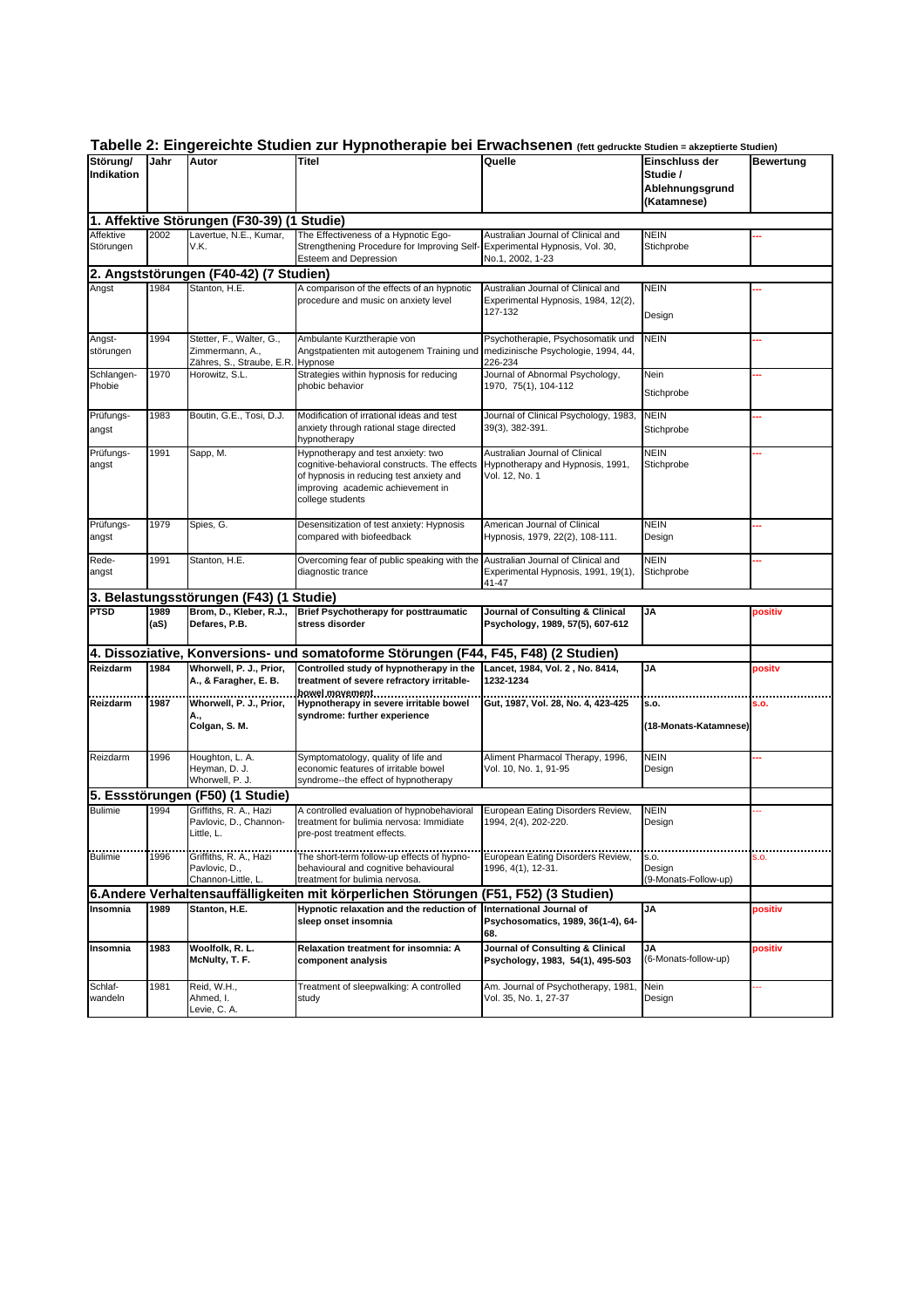## Tabelle 2: Eingereichte Studien zur Hypnotherapie bei Erwachsenen (fett gedruckte Studien = akzeptierte Studien)

| Störung/ Indikation | Jahr | Autor | Titel | Quelle | Einschluss der Studie / Ablehnungsgrund (Katamnese) | Bewertung |
|---|---|---|---|---|---|---|
| **1. Affektive Störungen (F30-39) (1 Studie)** | | | | | | |
| Affektive Störungen | 2002 | Lavertue, N.E., Kumar, V.K. | The Effectiveness of a Hypnotic Ego-Strengthening Procedure for Improving Self-Esteem and Depression | Australian Journal of Clinical and Experimental Hypnosis, Vol. 30, No.1, 2002, 1-23 | NEIN Stichprobe | --- |
| **2. Angststörungen (F40-42) (7 Studien)** | | | | | | |
| Angst | 1984 | Stanton, H.E. | A comparison of the effects of an hypnotic procedure and music on anxiety level | Australian Journal of Clinical and Experimental Hypnosis, 1984, 12(2), 127-132 | NEIN Design | --- |
| Angst-störungen | 1994 | Stetter, F., Walter, G., Zimmermann, A., Zähres, S., Straube, E.R. | Ambulante Kurztherapie von Angstpatienten mit autogenem Training und Hypnose | Psychotherapie, Psychosomatik und medizinische Psychologie, 1994, 44, 226-234 | NEIN | --- |
| Schlangen-Phobie | 1970 | Horowitz, S.L. | Strategies within hypnosis for reducing phobic behavior | Journal of Abnormal Psychology, 1970, 75(1), 104-112 | Nein Stichprobe | --- |
| Prüfungs-angst | 1983 | Boutin, G.E., Tosi, D.J. | Modification of irrational ideas and test anxiety through rational stage directed hypnotherapy | Journal of Clinical Psychology, 1983, 39(3), 382-391. | NEIN Stichprobe | --- |
| Prüfungs-angst | 1991 | Sapp, M. | Hypnotherapy and test anxiety: two cognitive-behavioral constructs. The effects of hypnosis in reducing test anxiety and improving academic achievement in college students | Australian Journal of Clinical Hypnotherapy and Hypnosis, 1991, Vol. 12, No. 1 | NEIN Stichprobe | --- |
| Prüfungs-angst | 1979 | Spies, G. | Desensitization of test anxiety: Hypnosis compared with biofeedback | American Journal of Clinical Hypnosis, 1979, 22(2), 108-111. | NEIN Design | --- |
| Rede-angst | 1991 | Stanton, H.E. | Overcoming fear of public speaking with the diagnostic trance | Australian Journal of Clinical and Experimental Hypnosis, 1991, 19(1), 41-47 | NEIN Stichprobe | --- |
| **3. Belastungsstörungen (F43) (1 Studie)** | | | | | | |
| **PTSD** | **1989 (aS)** | **Brom, D., Kleber, R.J., Defares, P.B.** | **Brief Psychotherapy for posttraumatic stress disorder** | **Journal of Consulting & Clinical Psychology, 1989, 57(5), 607-612** | **JA** | **positiv** |
| **4. Dissoziative, Konversions- und somatoforme Störungen (F44, F45, F48) (2 Studien)** | | | | | | |
| **Reizdarm** | **1984** | **Whorwell, P. J., Prior, A., & Faragher, E. B.** | **Controlled study of hypnotherapy in the treatment of severe refractory irritable-bowel movement** | **Lancet, 1984, Vol. 2 , No. 8414, 1232-1234** | **JA** | **positv** |
| **Reizdarm** | **1987** | **Whorwell, P. J., Prior, A., Colgan, S. M.** | **Hypnotherapy in severe irritable bowel syndrome: further experience** | **Gut, 1987, Vol. 28, No. 4, 423-425** | **s.o. (18-Monats-Katamnese)** | **s.o.** |
| Reizdarm | 1996 | Houghton, L. A. Heyman, D. J. Whorwell, P. J. | Symptomatology, quality of life and economic features of irritable bowel syndrome--the effect of hypnotherapy | Aliment Pharmacol Therapy, 1996, Vol. 10, No. 1, 91-95 | NEIN Design | --- |
| **5. Essstörungen (F50) (1 Studie)** | | | | | | |
| Bulimie | 1994 | Griffiths, R. A., Hazi Pavlovic, D., Channon-Little, L. | A controlled evaluation of hypnobehavioral treatment for bulimia nervosa: Immidiate pre-post treatment effects. | European Eating Disorders Review, 1994, 2(4), 202-220. | NEIN Design | --- |
| Bulimie | 1996 | Griffiths, R. A., Hazi Pavlovic, D., Channon-Little, L. | The short-term follow-up effects of hypno-behavioural and cognitive behavioural treatment for bulimia nervosa. | European Eating Disorders Review, 1996, 4(1), 12-31. | s.o. Design (9-Monats-Follow-up) | s.o. |
| **6.Andere Verhaltensauffälligkeiten mit körperlichen Störungen (F51, F52) (3 Studien)** | | | | | | |
| **Insomnia** | **1989** | **Stanton, H.E.** | **Hypnotic relaxation and the reduction of sleep onset insomnia** | **International Journal of Psychosomatics, 1989, 36(1-4), 64-68.** | **JA** | **positiv** |
| **Insomnia** | **1983** | **Woolfolk, R. L. McNulty, T. F.** | **Relaxation treatment for insomnia: A component analysis** | **Journal of Consulting & Clinical Psychology, 1983, 54(1), 495-503** | **JA (6-Monats-follow-up)** | **positiv** |
| Schlaf-wandeln | 1981 | Reid, W.H., Ahmed, I. Levie, C. A. | Treatment of sleepwalking: A controlled study | Am. Journal of Psychotherapy, 1981, Vol. 35, No. 1, 27-37 | Nein Design | --- |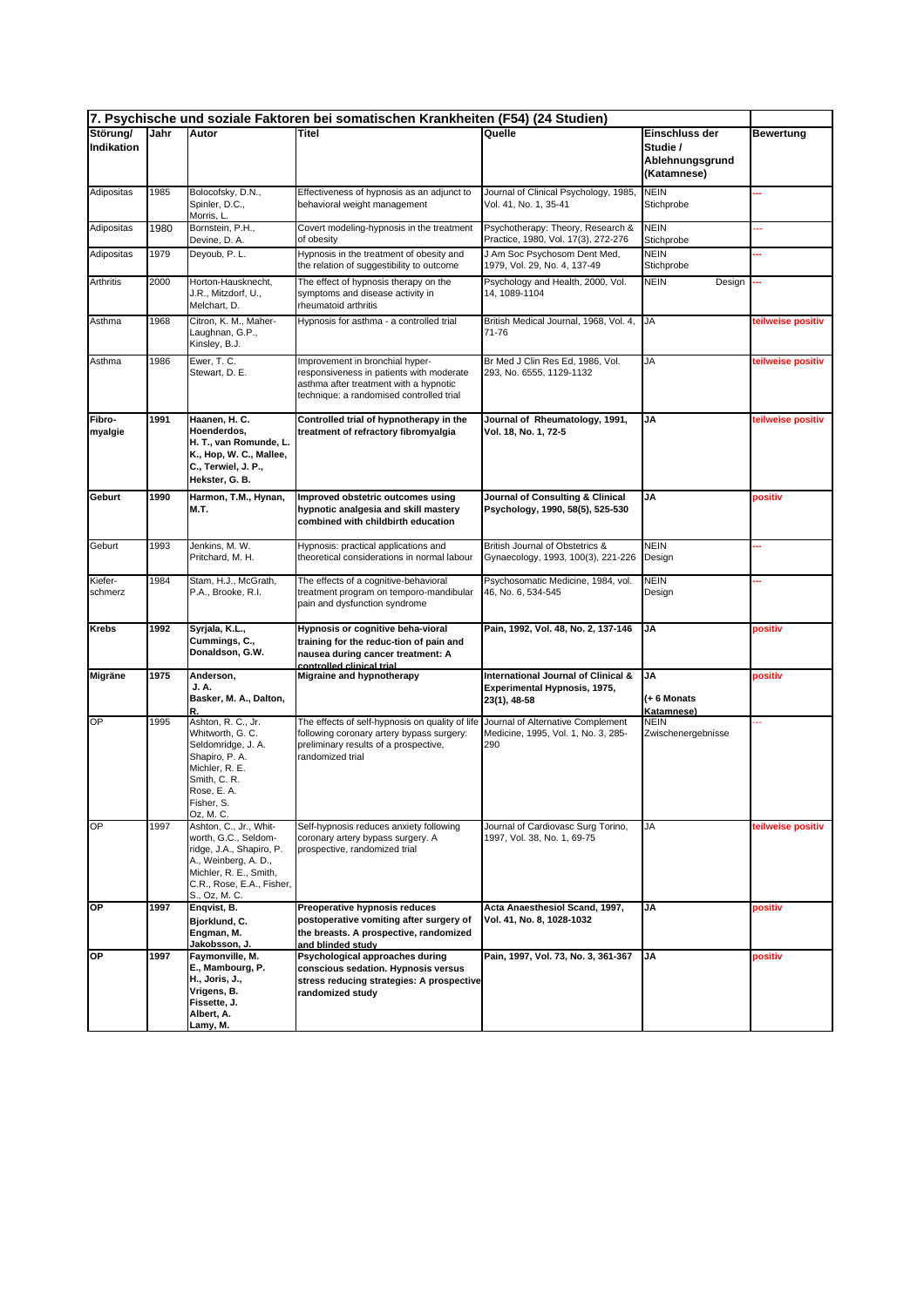| 7. Psychische und soziale Faktoren bei somatischen Krankheiten (F54) (24 Studien) | | | | | | |
|---|---|---|---|---|---|---|
| **Störung/ Indikation** | **Jahr** | **Autor** | **Titel** | **Quelle** | **Einschluss der Studie / Ablehnungsgrund (Katamnese)** | **Bewertung** |
| Adipositas | 1985 | Bolocofsky, D.N., Spinler, D.C., Morris, L. | Effectiveness of hypnosis as an adjunct to behavioral weight management | Journal of Clinical Psychology, 1985, Vol. 41, No. 1, 35-41 | NEIN Stichprobe | --- |
| Adipositas | 1980 | Bornstein, P.H., Devine, D. A. | Covert modeling-hypnosis in the treatment of obesity | Psychotherapy: Theory, Research & Practice, 1980, Vol. 17(3), 272-276 | NEIN Stichprobe | --- |
| Adipositas | 1979 | Deyoub, P. L. | Hypnosis in the treatment of obesity and the relation of suggestibility to outcome | J Am Soc Psychosom Dent Med, 1979, Vol. 29, No. 4, 137-49 | NEIN Stichprobe | --- |
| Arthritis | 2000 | Horton-Hausknecht, J.R., Mitzdorf, U., Melchart, D. | The effect of hypnosis therapy on the symptoms and disease activity in rheumatoid arthritis | Psychology and Health, 2000, Vol. 14, 1089-1104 | NEIN Design | --- |
| Asthma | 1968 | Citron, K. M., Maher-Laughnan, G.P., Kinsley, B.J. | Hypnosis for asthma - a controlled trial | British Medical Journal, 1968, Vol. 4, 71-76 | JA | teilweise positiv |
| Asthma | 1986 | Ewer, T. C. Stewart, D. E. | Improvement in bronchial hyper-responsiveness in patients with moderate asthma after treatment with a hypnotic technique: a randomised controlled trial | Br Med J Clin Res Ed, 1986, Vol. 293, No. 6555, 1129-1132 | JA | teilweise positiv |
| **Fibro-myalgie** | **1991** | **Haanen, H. C. Hoenderdos, H. T., van Romunde, L. K., Hop, W. C., Mallee, C., Terwiel, J. P., Hekster, G. B.** | **Controlled trial of hypnotherapy in the treatment of refractory fibromyalgia** | **Journal of Rheumatology, 1991, Vol. 18, No. 1, 72-5** | **JA** | **teilweise positiv** |
| **Geburt** | **1990** | **Harmon, T.M., Hynan, M.T.** | **Improved obstetric outcomes using hypnotic analgesia and skill mastery combined with childbirth education** | **Journal of Consulting & Clinical Psychology, 1990, 58(5), 525-530** | **JA** | **positiv** |
| Geburt | 1993 | Jenkins, M. W. Pritchard, M. H. | Hypnosis: practical applications and theoretical considerations in normal labour | British Journal of Obstetrics & Gynaecology, 1993, 100(3), 221-226 | NEIN Design | --- |
| Kiefer-schmerz | 1984 | Stam, H.J., McGrath, P.A., Brooke, R.I. | The effects of a cognitive-behavioral treatment program on temporo-mandibular pain and dysfunction syndrome | Psychosomatic Medicine, 1984, vol. 46, No. 6, 534-545 | NEIN Design | --- |
| **Krebs** | **1992** | **Syrjala, K.L., Cummings, C., Donaldson, G.W.** | **Hypnosis or cognitive beha-vioral training for the reduc-tion of pain and nausea during cancer treatment: A controlled clinical trial** | **Pain, 1992, Vol. 48, No. 2, 137-146** | **JA** | **positiv** |
| **Migräne** | **1975** | **Anderson, J. A. Basker, M. A., Dalton, R.** | **Migraine and hypnotherapy** | **International Journal of Clinical & Experimental Hypnosis, 1975, 23(1), 48-58** | **JA (+ 6 Monats Katamnese)** | **positiv** |
| OP | 1995 | Ashton, R. C., Jr. Whitworth, G. C. Seldomridge, J. A. Shapiro, P. A. Michler, R. E. Smith, C. R. Rose, E. A. Fisher, S. Oz, M. C. | The effects of self-hypnosis on quality of life following coronary artery bypass surgery: preliminary results of a prospective, randomized trial | Journal of Alternative Complement Medicine, 1995, Vol. 1, No. 3, 285-290 | NEIN Zwischenergebnisse | --- |
| OP | 1997 | Ashton, C., Jr., Whit-worth, G.C., Seldom-ridge, J.A., Shapiro, P. A., Weinberg, A. D., Michler, R. E., Smith, C.R., Rose, E.A., Fisher, S., Oz, M. C. | Self-hypnosis reduces anxiety following coronary artery bypass surgery. A prospective, randomized trial | Journal of Cardiovasc Surg Torino, 1997, Vol. 38, No. 1, 69-75 | JA | teilweise positiv |
| **OP** | **1997** | **Enqvist, B. Bjorklund, C. Engman, M. Jakobsson, J.** | **Preoperative hypnosis reduces postoperative vomiting after surgery of the breasts. A prospective, randomized and blinded study** | **Acta Anaesthesiol Scand, 1997, Vol. 41, No. 8, 1028-1032** | **JA** | **positiv** |
| **OP** | **1997** | **Faymonville, M. E., Mambourg, P. H., Joris, J., Vrigens, B. Fissette, J. Albert, A. Lamy, M.** | **Psychological approaches during conscious sedation. Hypnosis versus stress reducing strategies: A prospective randomized study** | **Pain, 1997, Vol. 73, No. 3, 361-367** | **JA** | **positiv** |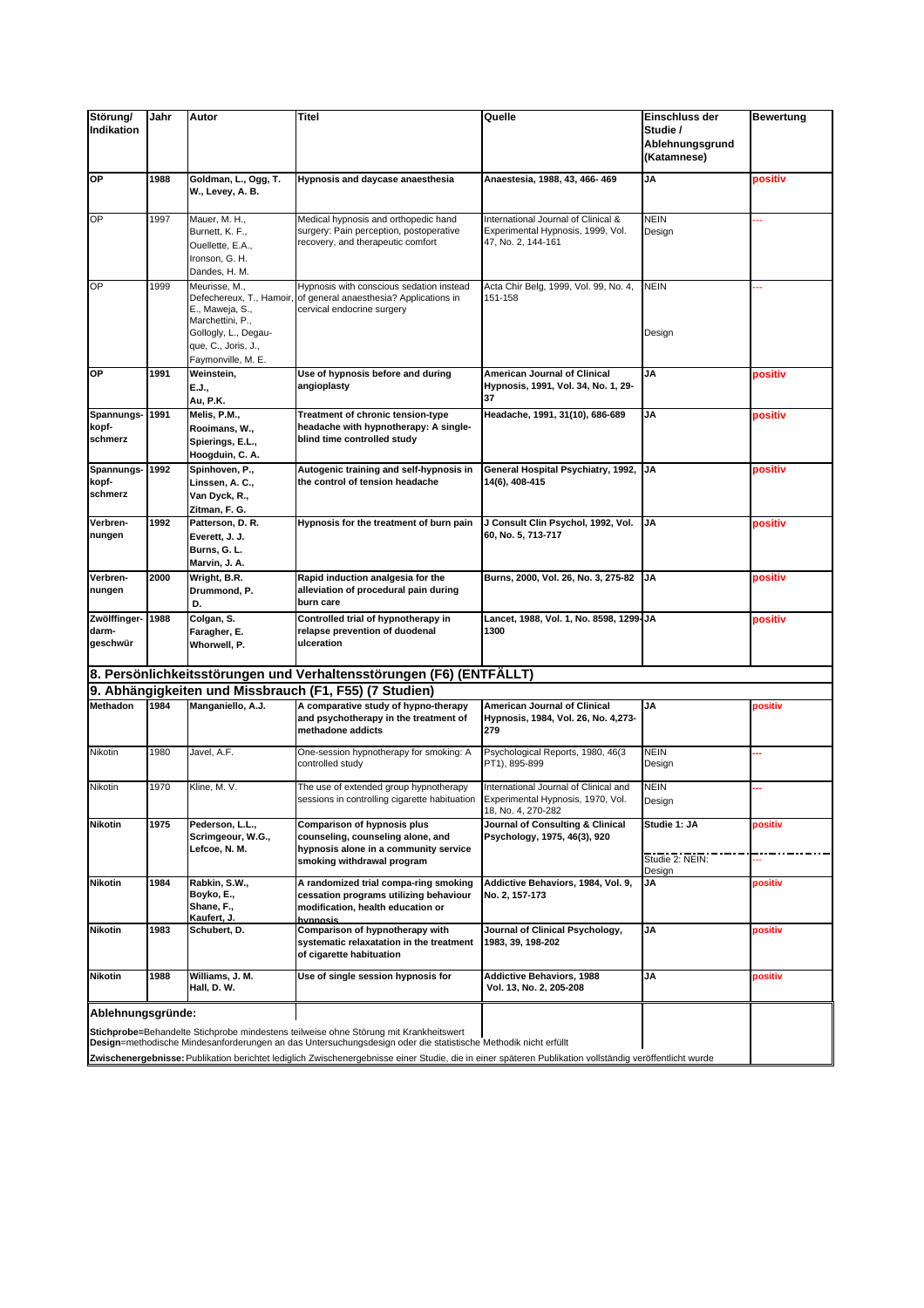| Störung/ Indikation | Jahr | Autor | Titel | Quelle | Einschluss der Studie / Ablehnungsgrund (Katamnese) | Bewertung |
|---|---|---|---|---|---|---|
| **OP** | **1988** | **Goldman, L., Ogg, T. W., Levey, A. B.** | **Hypnosis and daycase anaesthesia** | **Anaestesia, 1988, 43, 466- 469** | **JA** | **positiv** |
| OP | 1997 | Mauer, M. H., Burnett, K. F., Ouellette, E.A., Ironson, G. H. Dandes, H. M. | Medical hypnosis and orthopedic hand surgery: Pain perception, postoperative recovery, and therapeutic comfort | International Journal of Clinical & Experimental Hypnosis, 1999, Vol. 47, No. 2, 144-161 | NEIN Design | --- |
| OP | 1999 | Meurisse, M., Defechereux, T., Hamoir, E., Maweja, S., Marchettini, P., Gollogly, L., Degauque, C., Joris, J., Faymonville, M. E. | Hypnosis with conscious sedation instead of general anaesthesia? Applications in cervical endocrine surgery | Acta Chir Belg, 1999, Vol. 99, No. 4, 151-158 | NEIN Design | --- |
| **OP** | **1991** | **Weinstein, E.J., Au, P.K.** | **Use of hypnosis before and during angioplasty** | **American Journal of Clinical Hypnosis, 1991, Vol. 34, No. 1, 29-37** | **JA** | **positiv** |
| **Spannungs-kopf-schmerz** | **1991** | **Melis, P.M., Rooimans, W., Spierings, E.L., Hoogduin, C. A.** | **Treatment of chronic tension-type headache with hypnotherapy: A single-blind time controlled study** | **Headache, 1991, 31(10), 686-689** | **JA** | **positiv** |
| **Spannungs-kopf-schmerz** | **1992** | **Spinhoven, P., Linssen, A. C., Van Dyck, R., Zitman, F. G.** | **Autogenic training and self-hypnosis in the control of tension headache** | **General Hospital Psychiatry, 1992, 14(6), 408-415** | **JA** | **positiv** |
| **Verbren-nungen** | **1992** | **Patterson, D. R. Everett, J. J. Burns, G. L. Marvin, J. A.** | **Hypnosis for the treatment of burn pain** | **J Consult Clin Psychol, 1992, Vol. 60, No. 5, 713-717** | **JA** | **positiv** |
| **Verbren-nungen** | **2000** | **Wright, B.R. Drummond, P. D.** | **Rapid induction analgesia for the alleviation of procedural pain during burn care** | **Burns, 2000, Vol. 26, No. 3, 275-82** | **JA** | **positiv** |
| **Zwölffinger-darm-geschwür** | **1988** | **Colgan, S. Faragher, E. Whorwell, P.** | **Controlled trial of hypnotherapy in relapse prevention of duodenal ulceration** | **Lancet, 1988, Vol. 1, No. 8598, 1299-1300** | **JA** | **positiv** |
| **8. Persönlichkeitsstörungen und Verhaltensstörungen (F6) (ENTFÄLLT)** | | | | | | |
| **9. Abhängigkeiten und Missbrauch (F1, F55) (7 Studien)** | | | | | | |
| **Methadon** | **1984** | **Manganiello, A.J.** | **A comparative study of hypno-therapy and psychotherapy in the treatment of methadone addicts** | **American Journal of Clinical Hypnosis, 1984, Vol. 26, No. 4,273-279** | **JA** | **positiv** |
| Nikotin | 1980 | Javel, A.F. | One-session hypnotherapy for smoking: A controlled study | Psychological Reports, 1980, 46(3 PT1), 895-899 | NEIN Design | --- |
| Nikotin | 1970 | Kline, M. V. | The use of extended group hypnotherapy sessions in controlling cigarette habituation | International Journal of Clinical and Experimental Hypnosis, 1970, Vol. 18, No. 4, 270-282 | NEIN Design | --- |
| **Nikotin** | **1975** | **Pederson, L.L., Scrimgeour, W.G., Lefcoe, N. M.** | **Comparison of hypnosis plus counseling, counseling alone, and hypnosis alone in a community service smoking withdrawal program** | **Journal of Consulting & Clinical Psychology, 1975, 46(3), 920** | **Studie 1: JA** / Studie 2: NEIN: Design | **positiv** / --- |
| **Nikotin** | **1984** | **Rabkin, S.W., Boyko, E., Shane, F., Kaufert, J.** | **A randomized trial compa-ring smoking cessation programs utilizing behaviour modification, health education or hypnosis** | **Addictive Behaviors, 1984, Vol. 9, No. 2, 157-173** | **JA** | **positiv** |
| **Nikotin** | **1983** | **Schubert, D.** | **Comparison of hypnotherapy with systematic relaxatation in the treatment of cigarette habituation** | **Journal of Clinical Psychology, 1983, 39, 198-202** | **JA** | **positiv** |
| **Nikotin** | **1988** | **Williams, J. M. Hall, D. W.** | **Use of single session hypnosis for** | **Addictive Behaviors, 1988 Vol. 13, No. 2, 205-208** | **JA** | **positiv** |

**Ablehnungsgründe:**

**Stichprobe**=Behandelte Stichprobe mindestens teilweise ohne Störung mit Krankheitswert
**Design**=methodische Mindesanforderungen an das Untersuchungsdesign oder die statistische Methodik nicht erfüllt
**Zwischenergebnisse:** Publikation berichtet lediglich Zwischenergebnisse einer Studie, die in einer späteren Publikation vollständig veröffentlicht wurde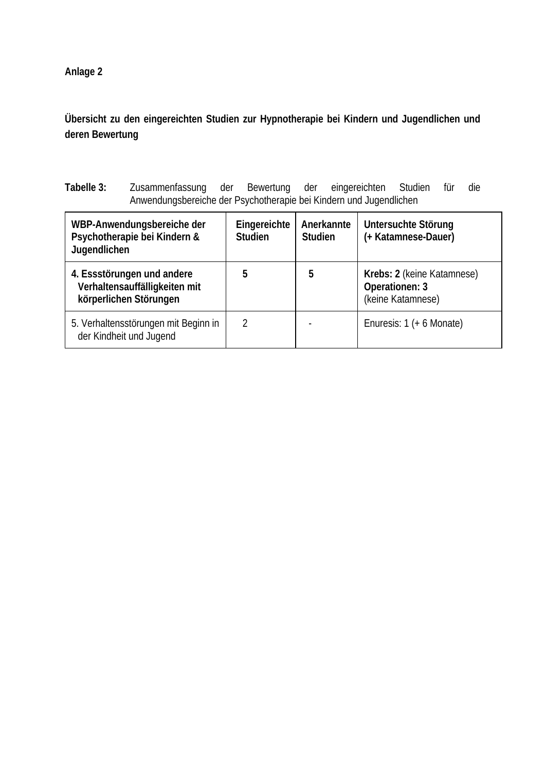**Anlage 2**

**Übersicht zu den eingereichten Studien zur Hypnotherapie bei Kindern und Jugendlichen und deren Bewertung**

**Tabelle 3:** Zusammenfassung der Bewertung der eingereichten Studien für die Anwendungsbereiche der Psychotherapie bei Kindern und Jugendlichen

| **WBP-Anwendungsbereiche der Psychotherapie bei Kindern & Jugendlichen** | **Eingereichte Studien** | **Anerkannte Studien** | **Untersuchte Störung (+ Katamnese-Dauer)** |
|---|---|---|---|
| **4. Essstörungen und andere Verhaltensauffälligkeiten mit körperlichen Störungen** | **5** | **5** | **Krebs: 2** (keine Katamnese) **Operationen: 3** (keine Katamnese) |
| 5. Verhaltensstörungen mit Beginn in der Kindheit und Jugend | 2 | - | Enuresis: 1 (+ 6 Monate) |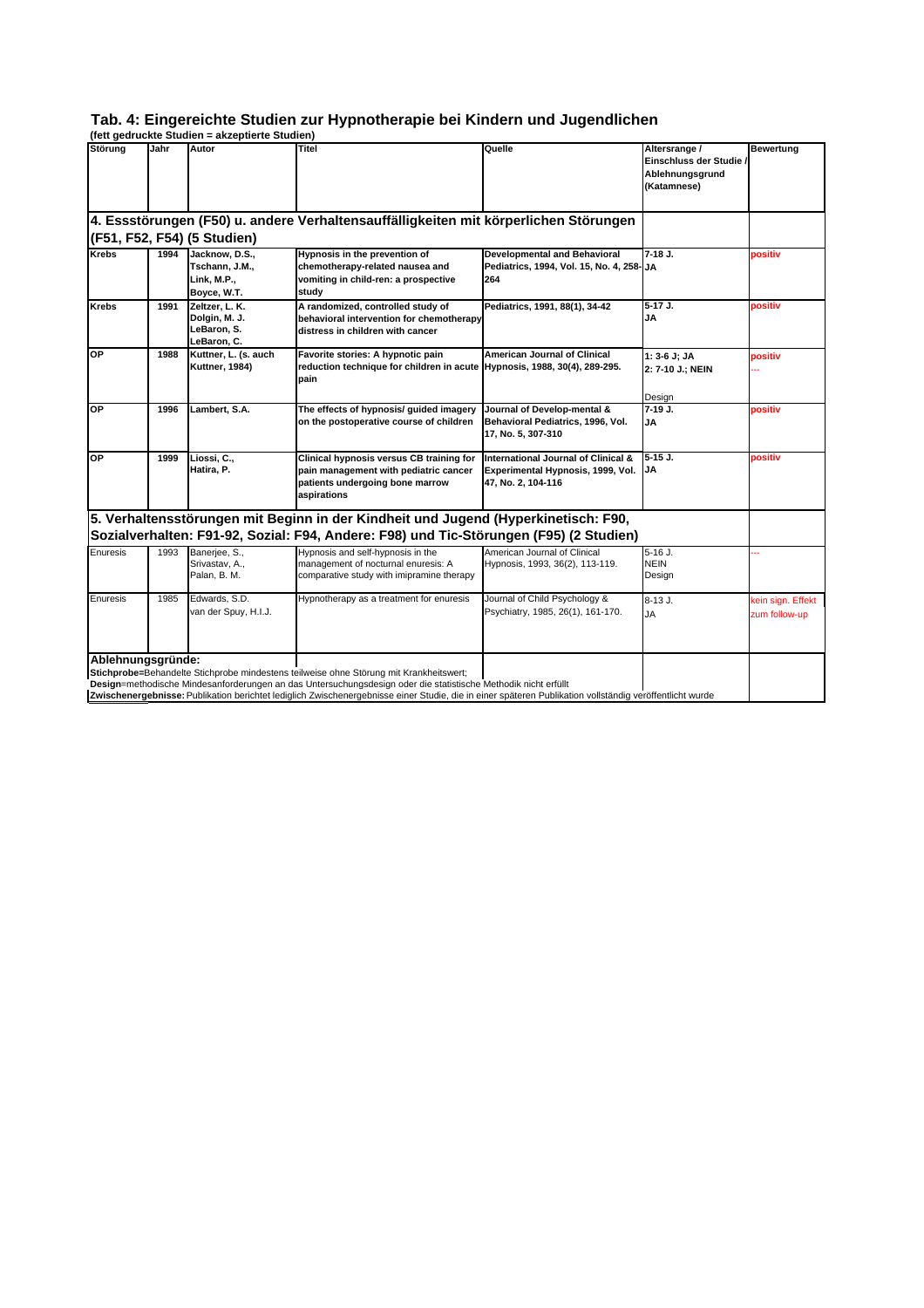# Tab. 4: Eingereichte Studien zur Hypnotherapie bei Kindern und Jugendlichen

**(fett gedruckte Studien = akzeptierte Studien)**

| Störung | Jahr | Autor | Titel | Quelle | Altersrange / Einschluss der Studie / Ablehnungsgrund (Katamnese) | Bewertung |
|---|---|---|---|---|---|---|
| **4. Essstörungen (F50) u. andere Verhaltensauffälligkeiten mit körperlichen Störungen (F51, F52, F54) (5 Studien)** | | | | | | |
| **Krebs** | **1994** | **Jacknow, D.S., Tschann, J.M., Link, M.P., Boyce, W.T.** | **Hypnosis in the prevention of chemotherapy-related nausea and vomiting in child-ren: a prospective study** | **Developmental and Behavioral Pediatrics, 1994, Vol. 15, No. 4, 258-264** | **7-18 J. JA** | **positiv** |
| **Krebs** | **1991** | **Zeltzer, L. K. Dolgin, M. J. LeBaron, S. LeBaron, C.** | **A randomized, controlled study of behavioral intervention for chemotherapy distress in children with cancer** | **Pediatrics, 1991, 88(1), 34-42** | **5-17 J. JA** | **positiv** |
| **OP** | **1988** | **Kuttner, L. (s. auch Kuttner, 1984)** | **Favorite stories: A hypnotic pain reduction technique for children in acute pain** | **American Journal of Clinical Hypnosis, 1988, 30(4), 289-295.** | **1: 3-6 J; JA 2: 7-10 J.; NEIN** Design | **positiv** --- |
| **OP** | **1996** | **Lambert, S.A.** | **The effects of hypnosis/ guided imagery on the postoperative course of children** | **Journal of Develop-mental & Behavioral Pediatrics, 1996, Vol. 17, No. 5, 307-310** | **7-19 J. JA** | **positiv** |
| **OP** | **1999** | **Liossi, C., Hatira, P.** | **Clinical hypnosis versus CB training for pain management with pediatric cancer patients undergoing bone marrow aspirations** | **International Journal of Clinical & Experimental Hypnosis, 1999, Vol. 47, No. 2, 104-116** | **5-15 J. JA** | **positiv** |
| **5. Verhaltensstörungen mit Beginn in der Kindheit und Jugend (Hyperkinetisch: F90, Sozialverhalten: F91-92, Sozial: F94, Andere: F98) und Tic-Störungen (F95) (2 Studien)** | | | | | | |
| Enuresis | 1993 | Banerjee, S., Srivastav, A., Palan, B. M. | Hypnosis and self-hypnosis in the management of nocturnal enuresis: A comparative study with imipramine therapy | American Journal of Clinical Hypnosis, 1993, 36(2), 113-119. | 5-16 J. NEIN Design | --- |
| Enuresis | 1985 | Edwards, S.D. van der Spuy, H.I.J. | Hypnotherapy as a treatment for enuresis | Journal of Child Psychology & Psychiatry, 1985, 26(1), 161-170. | 8-13 J. JA | kein sign. Effekt zum follow-up |

**Ablehnungsgründe:**

**Stichprobe**=Behandelte Stichprobe mindestens teilweise ohne Störung mit Krankheitswert;

**Design**=methodische Mindesanforderungen an das Untersuchungsdesign oder die statistische Methodik nicht erfüllt

**Zwischenergebnisse:** Publikation berichtet lediglich Zwischenergebnisse einer Studie, die in einer späteren Publikation vollständig veröffentlicht wurde